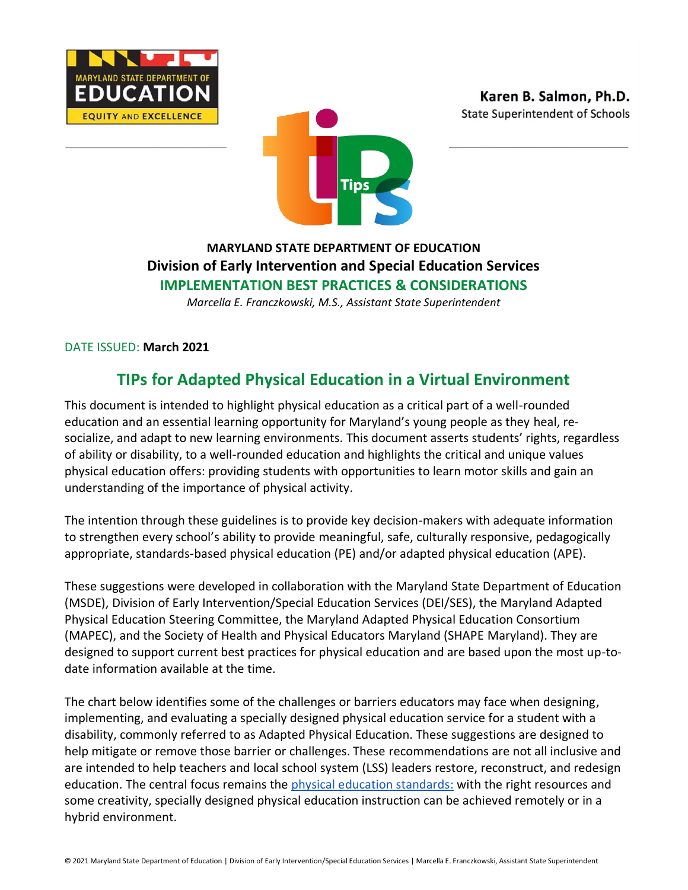MARYLAND STATE DEPARTMENT OF EDUCATION

EQUITY AND EXCELLENCE

**Karen B. Salmon, Ph.D.**
State Superintendent of Schools

**MARYLAND STATE DEPARTMENT OF EDUCATION**

**Division of Early Intervention and Special Education Services**

**IMPLEMENTATION BEST PRACTICES & CONSIDERATIONS**

*Marcella E. Franczkowski, M.S., Assistant State Superintendent*

DATE ISSUED: **March 2021**

## TIPs for Adapted Physical Education in a Virtual Environment

This document is intended to highlight physical education as a critical part of a well-rounded education and an essential learning opportunity for Maryland's young people as they heal, re-socialize, and adapt to new learning environments. This document asserts students' rights, regardless of ability or disability, to a well-rounded education and highlights the critical and unique values physical education offers: providing students with opportunities to learn motor skills and gain an understanding of the importance of physical activity.

The intention through these guidelines is to provide key decision-makers with adequate information to strengthen every school's ability to provide meaningful, safe, culturally responsive, pedagogically appropriate, standards-based physical education (PE) and/or adapted physical education (APE).

These suggestions were developed in collaboration with the Maryland State Department of Education (MSDE), Division of Early Intervention/Special Education Services (DEI/SES), the Maryland Adapted Physical Education Steering Committee, the Maryland Adapted Physical Education Consortium (MAPEC), and the Society of Health and Physical Educators Maryland (SHAPE Maryland). They are designed to support current best practices for physical education and are based upon the most up-to-date information available at the time.

The chart below identifies some of the challenges or barriers educators may face when designing, implementing, and evaluating a specially designed physical education service for a student with a disability, commonly referred to as Adapted Physical Education. These suggestions are designed to help mitigate or remove those barrier or challenges. These recommendations are not all inclusive and are intended to help teachers and local school system (LSS) leaders restore, reconstruct, and redesign education. The central focus remains the physical education standards: with the right resources and some creativity, specially designed physical education instruction can be achieved remotely or in a hybrid environment.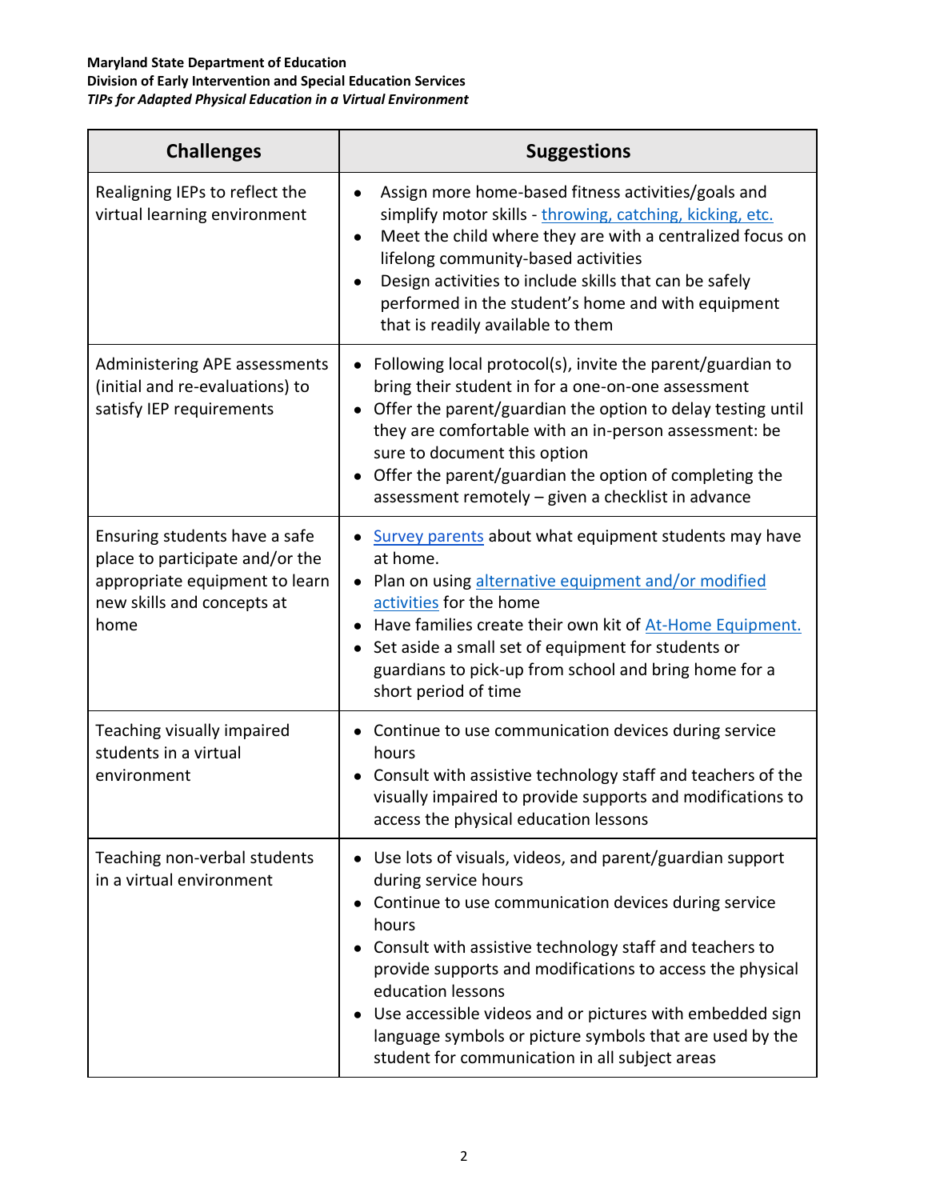| Challenges | Suggestions |
|---|---|
| Realigning IEPs to reflect the virtual learning environment | • Assign more home-based fitness activities/goals and simplify motor skills - throwing, catching, kicking, etc.<br>• Meet the child where they are with a centralized focus on lifelong community-based activities<br>• Design activities to include skills that can be safely performed in the student's home and with equipment that is readily available to them |
| Administering APE assessments (initial and re-evaluations) to satisfy IEP requirements | • Following local protocol(s), invite the parent/guardian to bring their student in for a one-on-one assessment<br>• Offer the parent/guardian the option to delay testing until they are comfortable with an in-person assessment: be sure to document this option<br>• Offer the parent/guardian the option of completing the assessment remotely – given a checklist in advance |
| Ensuring students have a safe place to participate and/or the appropriate equipment to learn new skills and concepts at home | • Survey parents about what equipment students may have at home.<br>• Plan on using alternative equipment and/or modified activities for the home<br>• Have families create their own kit of At-Home Equipment.<br>• Set aside a small set of equipment for students or guardians to pick-up from school and bring home for a short period of time |
| Teaching visually impaired students in a virtual environment | • Continue to use communication devices during service hours<br>• Consult with assistive technology staff and teachers of the visually impaired to provide supports and modifications to access the physical education lessons |
| Teaching non-verbal students in a virtual environment | • Use lots of visuals, videos, and parent/guardian support during service hours<br>• Continue to use communication devices during service hours<br>• Consult with assistive technology staff and teachers to provide supports and modifications to access the physical education lessons<br>• Use accessible videos and or pictures with embedded sign language symbols or picture symbols that are used by the student for communication in all subject areas |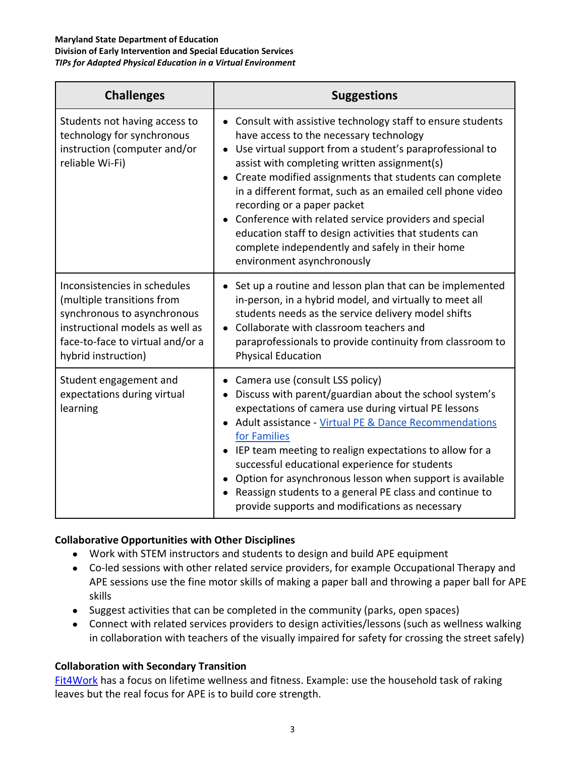| Challenges | Suggestions |
|---|---|
| Students not having access to technology for synchronous instruction (computer and/or reliable Wi-Fi) | • Consult with assistive technology staff to ensure students have access to the necessary technology<br>• Use virtual support from a student's paraprofessional to assist with completing written assignment(s)<br>• Create modified assignments that students can complete in a different format, such as an emailed cell phone video recording or a paper packet<br>• Conference with related service providers and special education staff to design activities that students can complete independently and safely in their home environment asynchronously |
| Inconsistencies in schedules (multiple transitions from synchronous to asynchronous instructional models as well as face-to-face to virtual and/or a hybrid instruction) | • Set up a routine and lesson plan that can be implemented in-person, in a hybrid model, and virtually to meet all students needs as the service delivery model shifts<br>• Collaborate with classroom teachers and paraprofessionals to provide continuity from classroom to Physical Education |
| Student engagement and expectations during virtual learning | • Camera use (consult LSS policy)<br>• Discuss with parent/guardian about the school system's expectations of camera use during virtual PE lessons<br>• Adult assistance - Virtual PE & Dance Recommendations for Families<br>• IEP team meeting to realign expectations to allow for a successful educational experience for students<br>• Option for asynchronous lesson when support is available<br>• Reassign students to a general PE class and continue to provide supports and modifications as necessary |

**Collaborative Opportunities with Other Disciplines**

- Work with STEM instructors and students to design and build APE equipment
- Co-led sessions with other related service providers, for example Occupational Therapy and APE sessions use the fine motor skills of making a paper ball and throwing a paper ball for APE skills
- Suggest activities that can be completed in the community (parks, open spaces)
- Connect with related services providers to design activities/lessons (such as wellness walking in collaboration with teachers of the visually impaired for safety for crossing the street safely)

**Collaboration with Secondary Transition**

Fit4Work has a focus on lifetime wellness and fitness. Example: use the household task of raking leaves but the real focus for APE is to build core strength.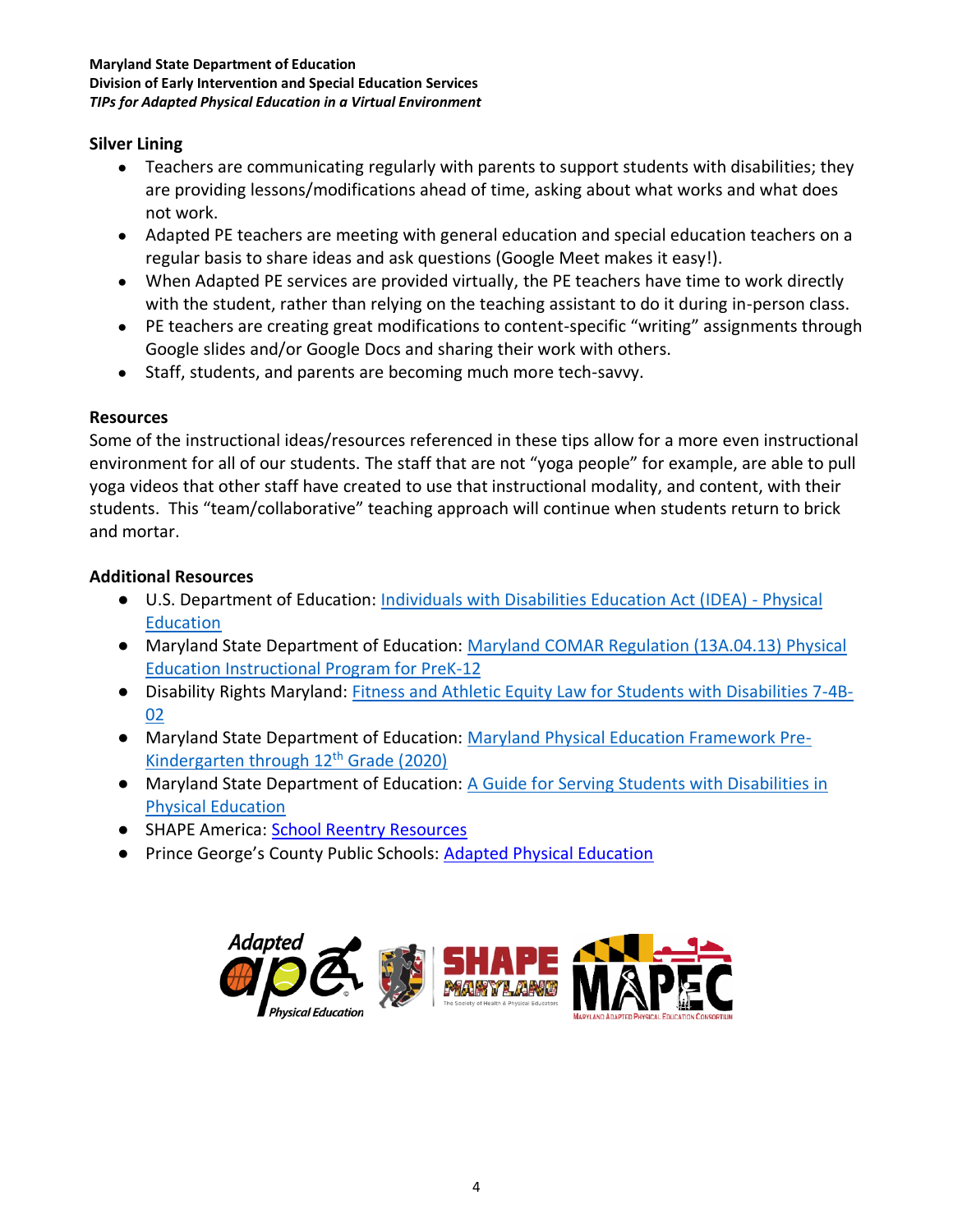## Silver Lining

- Teachers are communicating regularly with parents to support students with disabilities; they are providing lessons/modifications ahead of time, asking about what works and what does not work.
- Adapted PE teachers are meeting with general education and special education teachers on a regular basis to share ideas and ask questions (Google Meet makes it easy!).
- When Adapted PE services are provided virtually, the PE teachers have time to work directly with the student, rather than relying on the teaching assistant to do it during in-person class.
- PE teachers are creating great modifications to content-specific "writing" assignments through Google slides and/or Google Docs and sharing their work with others.
- Staff, students, and parents are becoming much more tech-savvy.

## Resources

Some of the instructional ideas/resources referenced in these tips allow for a more even instructional environment for all of our students. The staff that are not "yoga people" for example, are able to pull yoga videos that other staff have created to use that instructional modality, and content, with their students. This "team/collaborative" teaching approach will continue when students return to brick and mortar.

## Additional Resources

- U.S. Department of Education: Individuals with Disabilities Education Act (IDEA) - Physical Education
- Maryland State Department of Education: Maryland COMAR Regulation (13A.04.13) Physical Education Instructional Program for PreK-12
- Disability Rights Maryland: Fitness and Athletic Equity Law for Students with Disabilities 7-4B-02
- Maryland State Department of Education: Maryland Physical Education Framework Pre-Kindergarten through 12th Grade (2020)
- Maryland State Department of Education: A Guide for Serving Students with Disabilities in Physical Education
- SHAPE America: School Reentry Resources
- Prince George's County Public Schools: Adapted Physical Education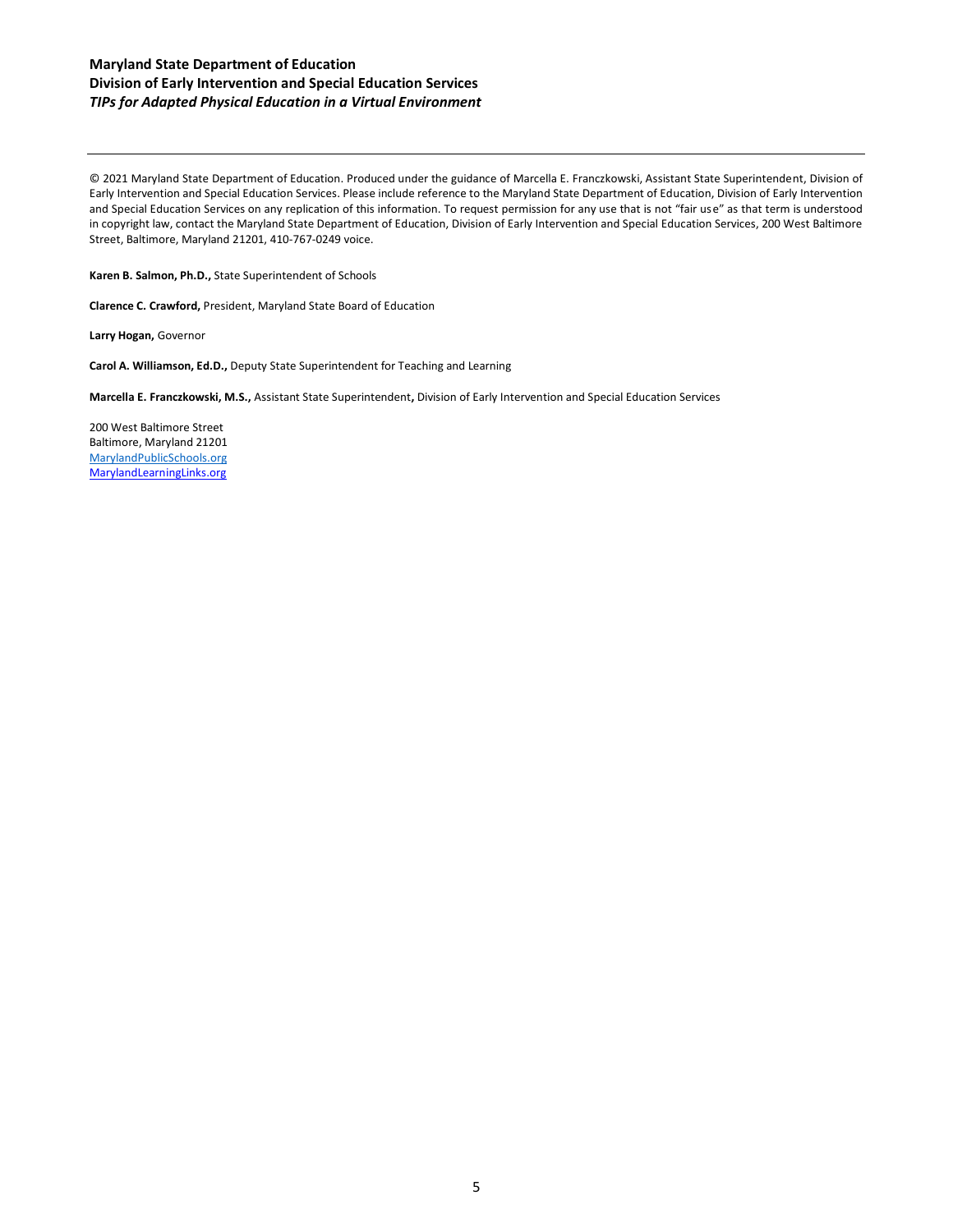**Maryland State Department of Education**
**Division of Early Intervention and Special Education Services**
***TIPs for Adapted Physical Education in a Virtual Environment***

---

© 2021 Maryland State Department of Education. Produced under the guidance of Marcella E. Franczkowski, Assistant State Superintendent, Division of Early Intervention and Special Education Services. Please include reference to the Maryland State Department of Education, Division of Early Intervention and Special Education Services on any replication of this information. To request permission for any use that is not "fair use" as that term is understood in copyright law, contact the Maryland State Department of Education, Division of Early Intervention and Special Education Services, 200 West Baltimore Street, Baltimore, Maryland 21201, 410-767-0249 voice.

**Karen B. Salmon, Ph.D.,** State Superintendent of Schools

**Clarence C. Crawford,** President, Maryland State Board of Education

**Larry Hogan,** Governor

**Carol A. Williamson, Ed.D.,** Deputy State Superintendent for Teaching and Learning

**Marcella E. Franczkowski, M.S.,** Assistant State Superintendent**,** Division of Early Intervention and Special Education Services

200 West Baltimore Street
Baltimore, Maryland 21201
MarylandPublicSchools.org
MarylandLearningLinks.org